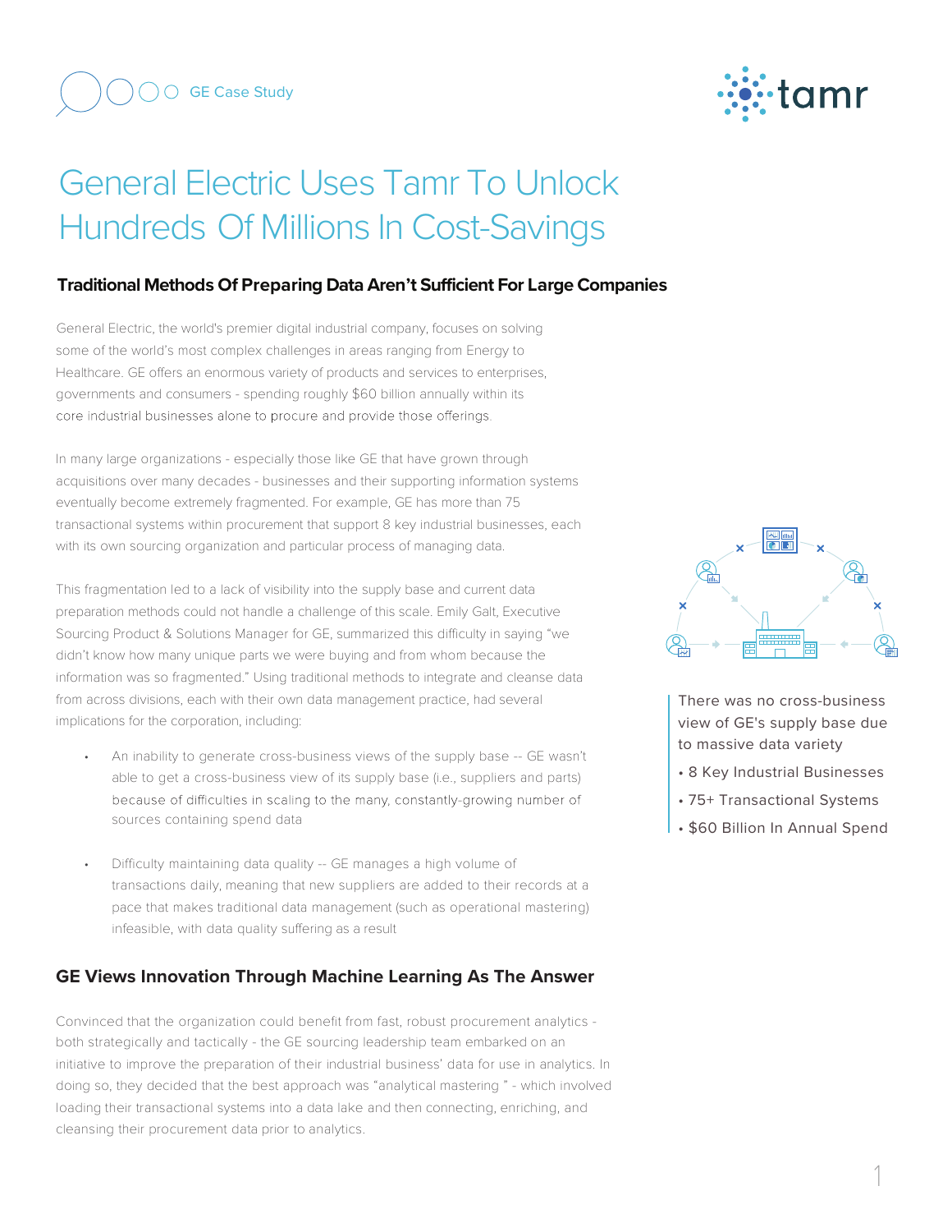GE Case Study

# General Electric Uses Tamr To Unlock Hundreds Of Millions In Cost-Savings

## Traditional Methods Of Preparing Data Aren't Sufficient For Large Companies

General Electric, the world's premier digital industrial company, focuses on solving some of the world's most complex challenges in areas ranging from Energy to Healthcare. GE offers an enormous variety of products and services to enterprises, governments and consumers - spending roughly $60 billion annually within its core industrial businesses alone to procure and provide those offerings.

In many large organizations - especially those like GE that have grown through acquisitions over many decades - businesses and their supporting information systems eventually become extremely fragmented. For example, GE has more than 75 transactional systems within procurement that support 8 key industrial businesses, each with its own sourcing organization and particular process of managing data.

This fragmentation led to a lack of visibility into the supply base and current data preparation methods could not handle a challenge of this scale. Emily Galt, Executive Sourcing Product & Solutions Manager for GE, summarized this difficulty in saying "we didn't know how many unique parts we were buying and from whom because the information was so fragmented." Using traditional methods to integrate and cleanse data from across divisions, each with their own data management practice, had several implications for the corporation, including:

- An inability to generate cross-business views of the supply base -- GE wasn't able to get a cross-business view of its supply base (i.e., suppliers and parts) because of difficulties in scaling to the many, constantly-growing number of sources containing spend data

- Difficulty maintaining data quality -- GE manages a high volume of transactions daily, meaning that new suppliers are added to their records at a pace that makes traditional data management (such as operational mastering) infeasible, with data quality suffering as a result

There was no cross-business view of GE's supply base due to massive data variety

- 8 Key Industrial Businesses
- 75+ Transactional Systems
- $60 Billion In Annual Spend

## GE Views Innovation Through Machine Learning As The Answer

Convinced that the organization could benefit from fast, robust procurement analytics - both strategically and tactically - the GE sourcing leadership team embarked on an initiative to improve the preparation of their industrial business' data for use in analytics. In doing so, they decided that the best approach was "analytical mastering " - which involved loading their transactional systems into a data lake and then connecting, enriching, and cleansing their procurement data prior to analytics.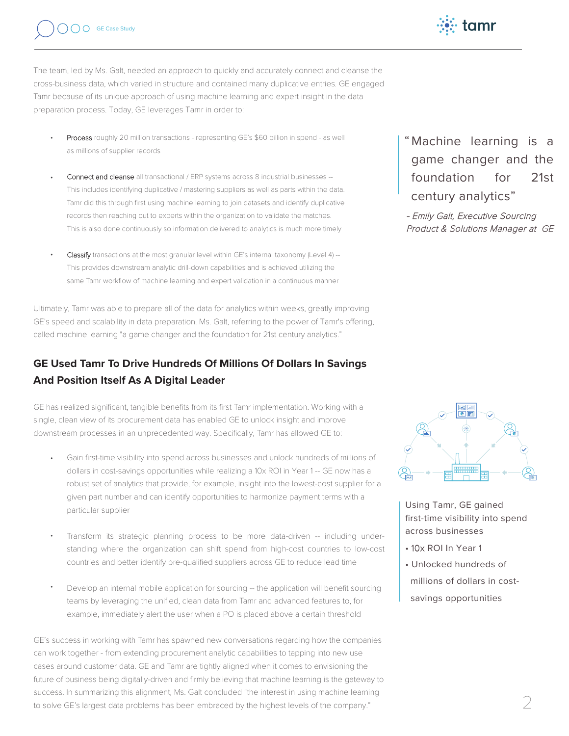The team, led by Ms. Galt, needed an approach to quickly and accurately connect and cleanse the cross-business data, which varied in structure and contained many duplicative entries. GE engaged Tamr because of its unique approach of using machine learning and expert insight in the data preparation process. Today, GE leverages Tamr in order to:

- Process roughly 20 million transactions - representing GE's $60 billion in spend - as well as millions of supplier records
- Connect and cleanse all transactional / ERP systems across 8 industrial businesses -- This includes identifying duplicative / mastering suppliers as well as parts within the data. Tamr did this through first using machine learning to join datasets and identify duplicative records then reaching out to experts within the organization to validate the matches. This is also done continuously so information delivered to analytics is much more timely
- Classify transactions at the most granular level within GE's internal taxonomy (Level 4) -- This provides downstream analytic drill-down capabilities and is achieved utilizing the same Tamr workflow of machine learning and expert validation in a continuous manner

Ultimately, Tamr was able to prepare all of the data for analytics within weeks, greatly improving GE's speed and scalability in data preparation. Ms. Galt, referring to the power of Tamr's offering, called machine learning "a game changer and the foundation for 21st century analytics."

> "Machine learning is a game changer and the foundation for 21st century analytics"
>
> *- Emily Galt, Executive Sourcing Product & Solutions Manager at GE*

## GE Used Tamr To Drive Hundreds Of Millions Of Dollars In Savings And Position Itself As A Digital Leader

GE has realized significant, tangible benefits from its first Tamr implementation. Working with a single, clean view of its procurement data has enabled GE to unlock insight and improve downstream processes in an unprecedented way. Specifically, Tamr has allowed GE to:

- Gain first-time visibility into spend across businesses and unlock hundreds of millions of dollars in cost-savings opportunities while realizing a 10x ROI in Year 1 -- GE now has a robust set of analytics that provide, for example, insight into the lowest-cost supplier for a given part number and can identify opportunities to harmonize payment terms with a particular supplier
- Transform its strategic planning process to be more data-driven -- including understanding where the organization can shift spend from high-cost countries to low-cost countries and better identify pre-qualified suppliers across GE to reduce lead time
- Develop an internal mobile application for sourcing -- the application will benefit sourcing teams by leveraging the unified, clean data from Tamr and advanced features to, for example, immediately alert the user when a PO is placed above a certain threshold

Using Tamr, GE gained first-time visibility into spend across businesses

- 10x ROI In Year 1
- Unlocked hundreds of millions of dollars in cost-savings opportunities

GE's success in working with Tamr has spawned new conversations regarding how the companies can work together - from extending procurement analytic capabilities to tapping into new use cases around customer data. GE and Tamr are tightly aligned when it comes to envisioning the future of business being digitally-driven and firmly believing that machine learning is the gateway to success. In summarizing this alignment, Ms. Galt concluded "the interest in using machine learning to solve GE's largest data problems has been embraced by the highest levels of the company."